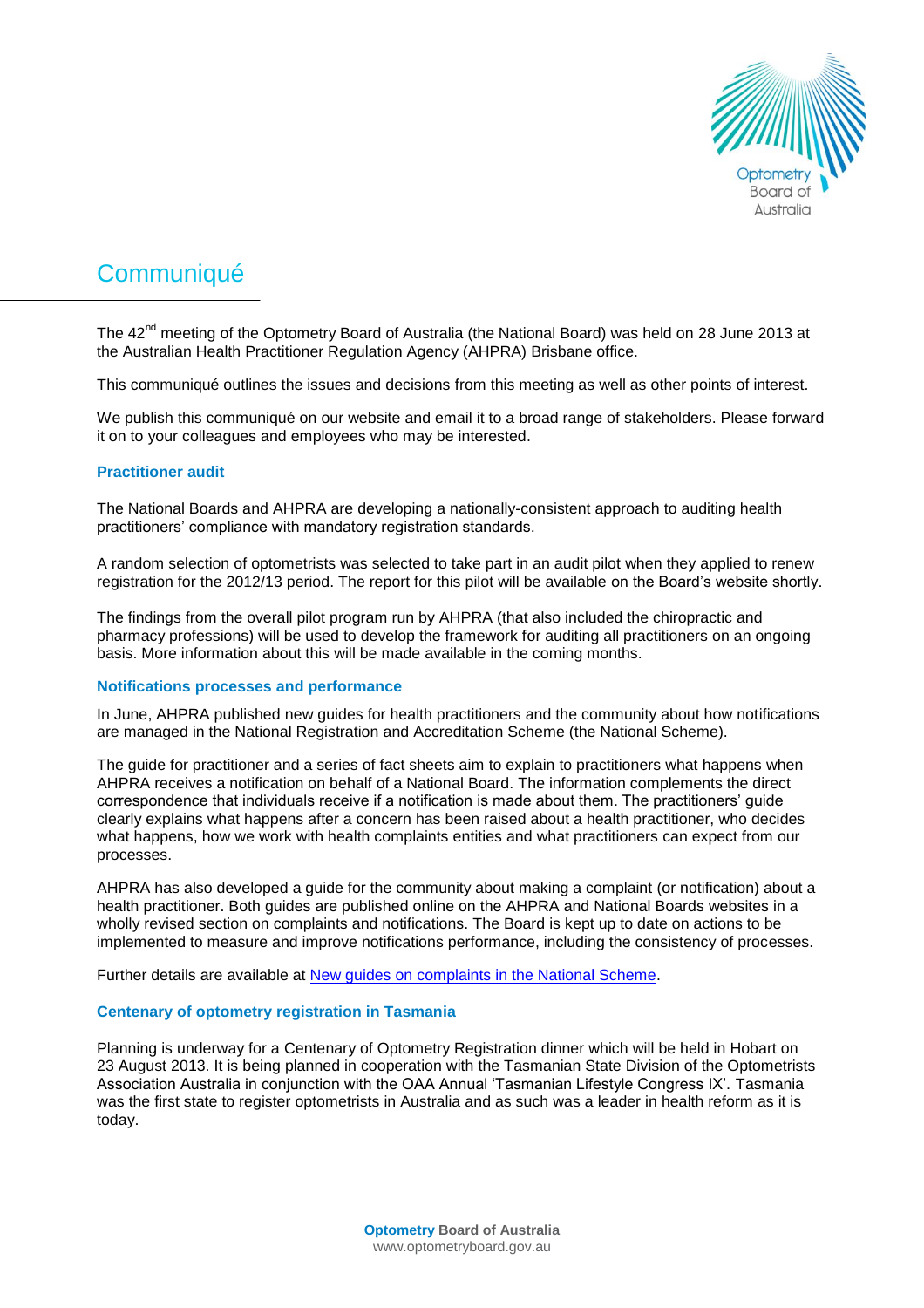# Communiqué

The 42nd meeting of the Optometry Board of Australia (the National Board) was held on 28 June 2013 at the Australian Health Practitioner Regulation Agency (AHPRA) Brisbane office.

This communiqué outlines the issues and decisions from this meeting as well as other points of interest.

We publish this communiqué on our website and email it to a broad range of stakeholders. Please forward it on to your colleagues and employees who may be interested.

### Practitioner audit

The National Boards and AHPRA are developing a nationally-consistent approach to auditing health practitioners' compliance with mandatory registration standards.

A random selection of optometrists was selected to take part in an audit pilot when they applied to renew registration for the 2012/13 period. The report for this pilot will be available on the Board's website shortly.

The findings from the overall pilot program run by AHPRA (that also included the chiropractic and pharmacy professions) will be used to develop the framework for auditing all practitioners on an ongoing basis. More information about this will be made available in the coming months.

### Notifications processes and performance

In June, AHPRA published new guides for health practitioners and the community about how notifications are managed in the National Registration and Accreditation Scheme (the National Scheme).

The guide for practitioner and a series of fact sheets aim to explain to practitioners what happens when AHPRA receives a notification on behalf of a National Board. The information complements the direct correspondence that individuals receive if a notification is made about them. The practitioners' guide clearly explains what happens after a concern has been raised about a health practitioner, who decides what happens, how we work with health complaints entities and what practitioners can expect from our processes.

AHPRA has also developed a guide for the community about making a complaint (or notification) about a health practitioner. Both guides are published online on the AHPRA and National Boards websites in a wholly revised section on complaints and notifications. The Board is kept up to date on actions to be implemented to measure and improve notifications performance, including the consistency of processes.

Further details are available at New guides on complaints in the National Scheme.

### Centenary of optometry registration in Tasmania

Planning is underway for a Centenary of Optometry Registration dinner which will be held in Hobart on 23 August 2013. It is being planned in cooperation with the Tasmanian State Division of the Optometrists Association Australia in conjunction with the OAA Annual 'Tasmanian Lifestyle Congress IX'. Tasmania was the first state to register optometrists in Australia and as such was a leader in health reform as it is today.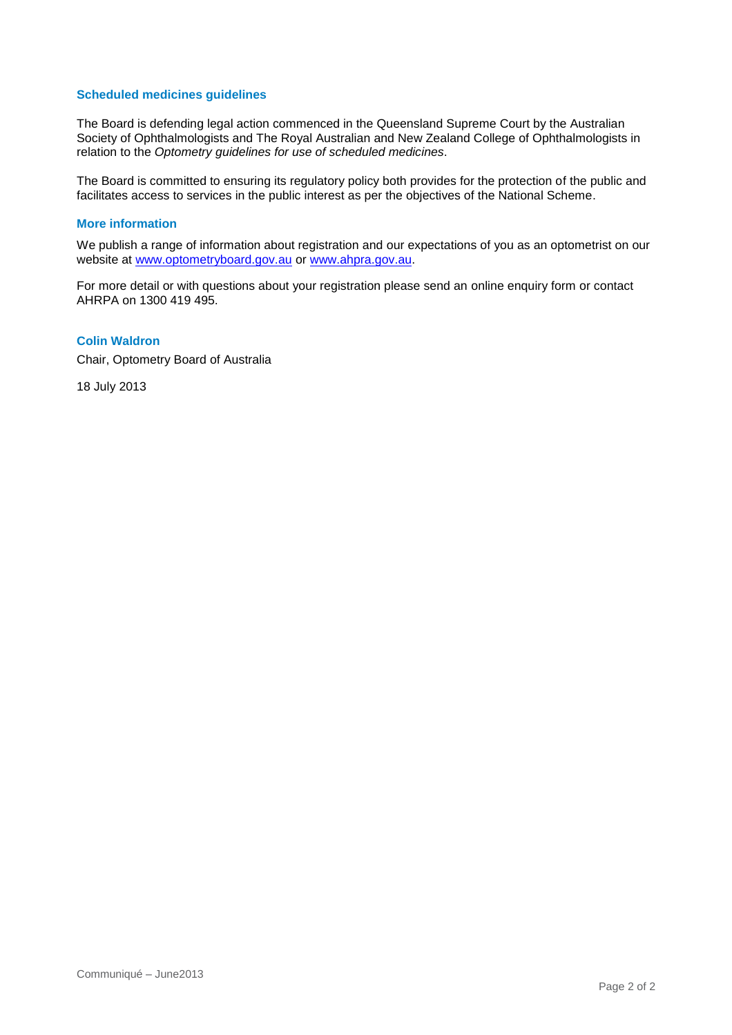### Scheduled medicines guidelines

The Board is defending legal action commenced in the Queensland Supreme Court by the Australian Society of Ophthalmologists and The Royal Australian and New Zealand College of Ophthalmologists in relation to the *Optometry guidelines for use of scheduled medicines*.

The Board is committed to ensuring its regulatory policy both provides for the protection of the public and facilitates access to services in the public interest as per the objectives of the National Scheme.

### More information

We publish a range of information about registration and our expectations of you as an optometrist on our website at [www.optometryboard.gov.au](http://www.optometryboard.gov.au) or [www.ahpra.gov.au](http://www.ahpra.gov.au).

For more detail or with questions about your registration please send an online enquiry form or contact AHRPA on 1300 419 495.

**Colin Waldron**

Chair, Optometry Board of Australia

18 July 2013